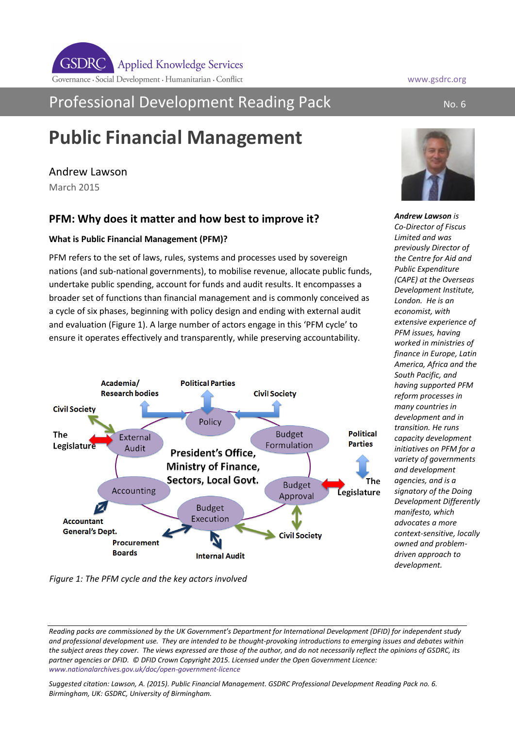GSDRC Applied Knowledge Services

Governance · Social Development · Humanitarian · Conflict

www.gsdrc.org

Professional Development Reading Pack No. 6

# Public Financial Management

Andrew Lawson

March 2015

*__Andrew Lawson__ is Co-Director of Fiscus Limited and was previously Director of the Centre for Aid and Public Expenditure (CAPE) at the Overseas Development Institute, London. He is an economist, with extensive experience of PFM issues, having worked in ministries of finance in Europe, Latin America, Africa and the South Pacific, and having supported PFM reform processes in many countries in development and in transition. He runs capacity development initiatives on PFM for a variety of governments and development agencies, and is a signatory of the Doing Development Differently manifesto, which advocates a more context-sensitive, locally owned and problem-driven approach to development.*

## PFM: Why does it matter and how best to improve it?

### What is Public Financial Management (PFM)?

PFM refers to the set of laws, rules, systems and processes used by sovereign nations (and sub-national governments), to mobilise revenue, allocate public funds, undertake public spending, account for funds and audit results. It encompasses a broader set of functions than financial management and is commonly conceived as a cycle of six phases, beginning with policy design and ending with external audit and evaluation (Figure 1). A large number of actors engage in this 'PFM cycle' to ensure it operates effectively and transparently, while preserving accountability.

Academia/ Research bodies — Political Parties — Civil Society — Policy — Budget Formulation — Political Parties — The Legislature — Budget Approval — Civil Society — Budget Execution — Internal Audit — Procurement Boards — Accountant General's Dept. — Accounting — External Audit — The Legislature — Civil Society

President's Office, Ministry of Finance, Sectors, Local Govt.

*Figure 1: The PFM cycle and the key actors involved*

*Reading packs are commissioned by the UK Government's Department for International Development (DFID) for independent study and professional development use. They are intended to be thought-provoking introductions to emerging issues and debates within the subject areas they cover. The views expressed are those of the author, and do not necessarily reflect the opinions of GSDRC, its partner agencies or DFID. © DFID Crown Copyright 2015. Licensed under the Open Government Licence: www.nationalarchives.gov.uk/doc/open-government-licence*

*Suggested citation: Lawson, A. (2015). Public Financial Management. GSDRC Professional Development Reading Pack no. 6. Birmingham, UK: GSDRC, University of Birmingham.*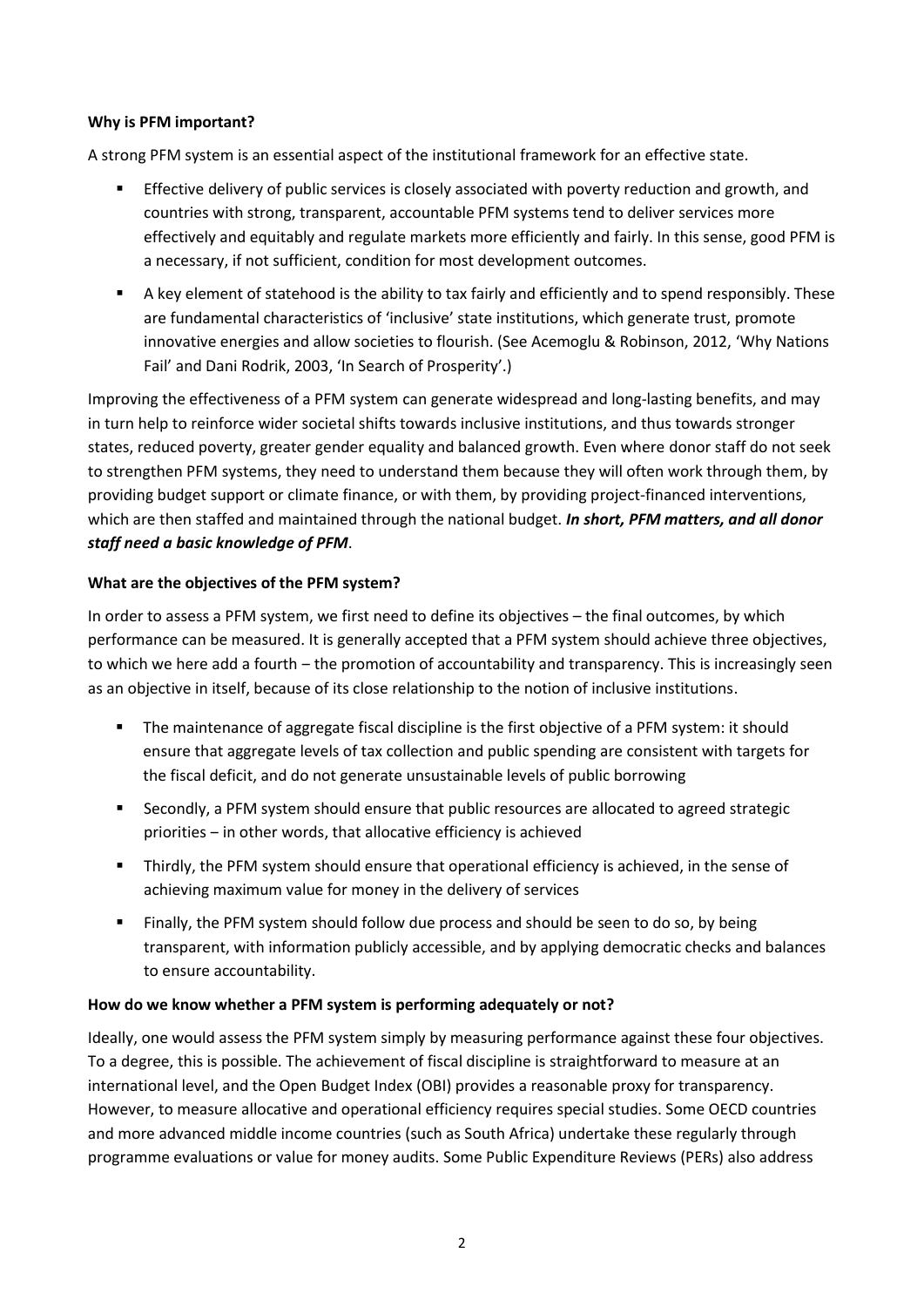**Why is PFM important?**

A strong PFM system is an essential aspect of the institutional framework for an effective state.

- Effective delivery of public services is closely associated with poverty reduction and growth, and countries with strong, transparent, accountable PFM systems tend to deliver services more effectively and equitably and regulate markets more efficiently and fairly. In this sense, good PFM is a necessary, if not sufficient, condition for most development outcomes.
- A key element of statehood is the ability to tax fairly and efficiently and to spend responsibly. These are fundamental characteristics of 'inclusive' state institutions, which generate trust, promote innovative energies and allow societies to flourish. (See Acemoglu & Robinson, 2012, 'Why Nations Fail' and Dani Rodrik, 2003, 'In Search of Prosperity'.)

Improving the effectiveness of a PFM system can generate widespread and long-lasting benefits, and may in turn help to reinforce wider societal shifts towards inclusive institutions, and thus towards stronger states, reduced poverty, greater gender equality and balanced growth. Even where donor staff do not seek to strengthen PFM systems, they need to understand them because they will often work through them, by providing budget support or climate finance, or with them, by providing project-financed interventions, which are then staffed and maintained through the national budget. ***In short, PFM matters, and all donor staff need a basic knowledge of PFM***.

**What are the objectives of the PFM system?**

In order to assess a PFM system, we first need to define its objectives – the final outcomes, by which performance can be measured. It is generally accepted that a PFM system should achieve three objectives, to which we here add a fourth – the promotion of accountability and transparency. This is increasingly seen as an objective in itself, because of its close relationship to the notion of inclusive institutions.

- The maintenance of aggregate fiscal discipline is the first objective of a PFM system: it should ensure that aggregate levels of tax collection and public spending are consistent with targets for the fiscal deficit, and do not generate unsustainable levels of public borrowing
- Secondly, a PFM system should ensure that public resources are allocated to agreed strategic priorities – in other words, that allocative efficiency is achieved
- Thirdly, the PFM system should ensure that operational efficiency is achieved, in the sense of achieving maximum value for money in the delivery of services
- Finally, the PFM system should follow due process and should be seen to do so, by being transparent, with information publicly accessible, and by applying democratic checks and balances to ensure accountability.

**How do we know whether a PFM system is performing adequately or not?**

Ideally, one would assess the PFM system simply by measuring performance against these four objectives. To a degree, this is possible. The achievement of fiscal discipline is straightforward to measure at an international level, and the Open Budget Index (OBI) provides a reasonable proxy for transparency. However, to measure allocative and operational efficiency requires special studies. Some OECD countries and more advanced middle income countries (such as South Africa) undertake these regularly through programme evaluations or value for money audits. Some Public Expenditure Reviews (PERs) also address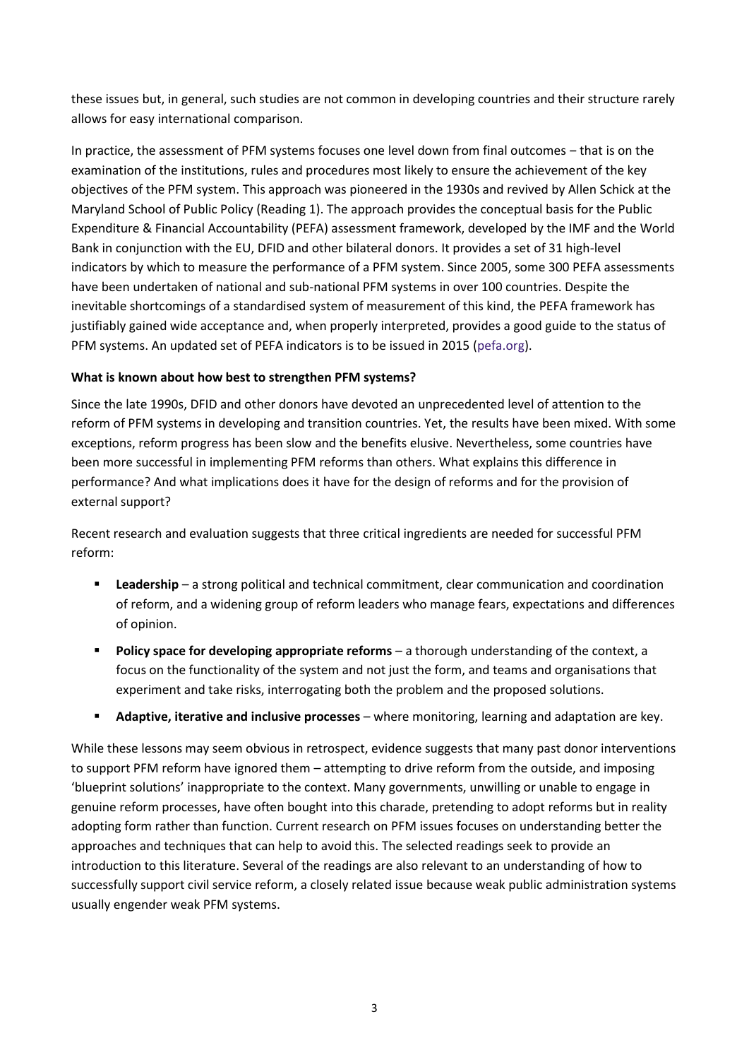these issues but, in general, such studies are not common in developing countries and their structure rarely allows for easy international comparison.

In practice, the assessment of PFM systems focuses one level down from final outcomes – that is on the examination of the institutions, rules and procedures most likely to ensure the achievement of the key objectives of the PFM system. This approach was pioneered in the 1930s and revived by Allen Schick at the Maryland School of Public Policy (Reading 1). The approach provides the conceptual basis for the Public Expenditure & Financial Accountability (PEFA) assessment framework, developed by the IMF and the World Bank in conjunction with the EU, DFID and other bilateral donors. It provides a set of 31 high-level indicators by which to measure the performance of a PFM system. Since 2005, some 300 PEFA assessments have been undertaken of national and sub-national PFM systems in over 100 countries. Despite the inevitable shortcomings of a standardised system of measurement of this kind, the PEFA framework has justifiably gained wide acceptance and, when properly interpreted, provides a good guide to the status of PFM systems. An updated set of PEFA indicators is to be issued in 2015 (pefa.org).

**What is known about how best to strengthen PFM systems?**

Since the late 1990s, DFID and other donors have devoted an unprecedented level of attention to the reform of PFM systems in developing and transition countries. Yet, the results have been mixed. With some exceptions, reform progress has been slow and the benefits elusive. Nevertheless, some countries have been more successful in implementing PFM reforms than others. What explains this difference in performance? And what implications does it have for the design of reforms and for the provision of external support?

Recent research and evaluation suggests that three critical ingredients are needed for successful PFM reform:

- **Leadership** – a strong political and technical commitment, clear communication and coordination of reform, and a widening group of reform leaders who manage fears, expectations and differences of opinion.
- **Policy space for developing appropriate reforms** – a thorough understanding of the context, a focus on the functionality of the system and not just the form, and teams and organisations that experiment and take risks, interrogating both the problem and the proposed solutions.
- **Adaptive, iterative and inclusive processes** – where monitoring, learning and adaptation are key.

While these lessons may seem obvious in retrospect, evidence suggests that many past donor interventions to support PFM reform have ignored them – attempting to drive reform from the outside, and imposing 'blueprint solutions' inappropriate to the context. Many governments, unwilling or unable to engage in genuine reform processes, have often bought into this charade, pretending to adopt reforms but in reality adopting form rather than function. Current research on PFM issues focuses on understanding better the approaches and techniques that can help to avoid this. The selected readings seek to provide an introduction to this literature. Several of the readings are also relevant to an understanding of how to successfully support civil service reform, a closely related issue because weak public administration systems usually engender weak PFM systems.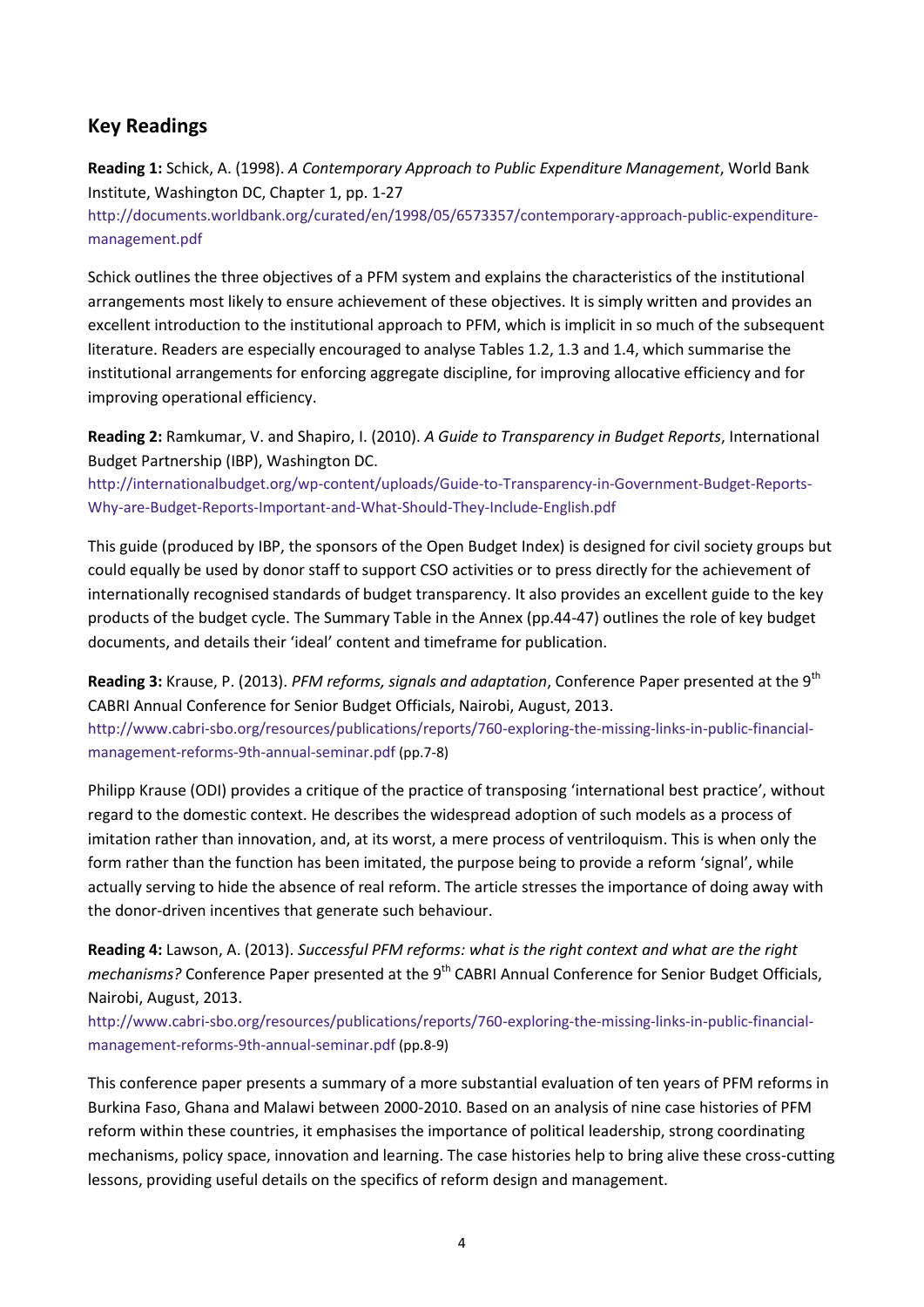## Key Readings

**Reading 1:** Schick, A. (1998). *A Contemporary Approach to Public Expenditure Management*, World Bank Institute, Washington DC, Chapter 1, pp. 1-27
http://documents.worldbank.org/curated/en/1998/05/6573357/contemporary-approach-public-expenditure-management.pdf

Schick outlines the three objectives of a PFM system and explains the characteristics of the institutional arrangements most likely to ensure achievement of these objectives. It is simply written and provides an excellent introduction to the institutional approach to PFM, which is implicit in so much of the subsequent literature. Readers are especially encouraged to analyse Tables 1.2, 1.3 and 1.4, which summarise the institutional arrangements for enforcing aggregate discipline, for improving allocative efficiency and for improving operational efficiency.

**Reading 2:** Ramkumar, V. and Shapiro, I. (2010). *A Guide to Transparency in Budget Reports*, International Budget Partnership (IBP), Washington DC.
http://internationalbudget.org/wp-content/uploads/Guide-to-Transparency-in-Government-Budget-Reports-Why-are-Budget-Reports-Important-and-What-Should-They-Include-English.pdf

This guide (produced by IBP, the sponsors of the Open Budget Index) is designed for civil society groups but could equally be used by donor staff to support CSO activities or to press directly for the achievement of internationally recognised standards of budget transparency. It also provides an excellent guide to the key products of the budget cycle. The Summary Table in the Annex (pp.44-47) outlines the role of key budget documents, and details their 'ideal' content and timeframe for publication.

**Reading 3:** Krause, P. (2013). *PFM reforms, signals and adaptation*, Conference Paper presented at the 9th CABRI Annual Conference for Senior Budget Officials, Nairobi, August, 2013.
http://www.cabri-sbo.org/resources/publications/reports/760-exploring-the-missing-links-in-public-financial-management-reforms-9th-annual-seminar.pdf (pp.7-8)

Philipp Krause (ODI) provides a critique of the practice of transposing 'international best practice', without regard to the domestic context. He describes the widespread adoption of such models as a process of imitation rather than innovation, and, at its worst, a mere process of ventriloquism. This is when only the form rather than the function has been imitated, the purpose being to provide a reform 'signal', while actually serving to hide the absence of real reform. The article stresses the importance of doing away with the donor-driven incentives that generate such behaviour.

**Reading 4:** Lawson, A. (2013). *Successful PFM reforms: what is the right context and what are the right mechanisms?* Conference Paper presented at the 9th CABRI Annual Conference for Senior Budget Officials, Nairobi, August, 2013.
http://www.cabri-sbo.org/resources/publications/reports/760-exploring-the-missing-links-in-public-financial-management-reforms-9th-annual-seminar.pdf (pp.8-9)

This conference paper presents a summary of a more substantial evaluation of ten years of PFM reforms in Burkina Faso, Ghana and Malawi between 2000-2010. Based on an analysis of nine case histories of PFM reform within these countries, it emphasises the importance of political leadership, strong coordinating mechanisms, policy space, innovation and learning. The case histories help to bring alive these cross-cutting lessons, providing useful details on the specifics of reform design and management.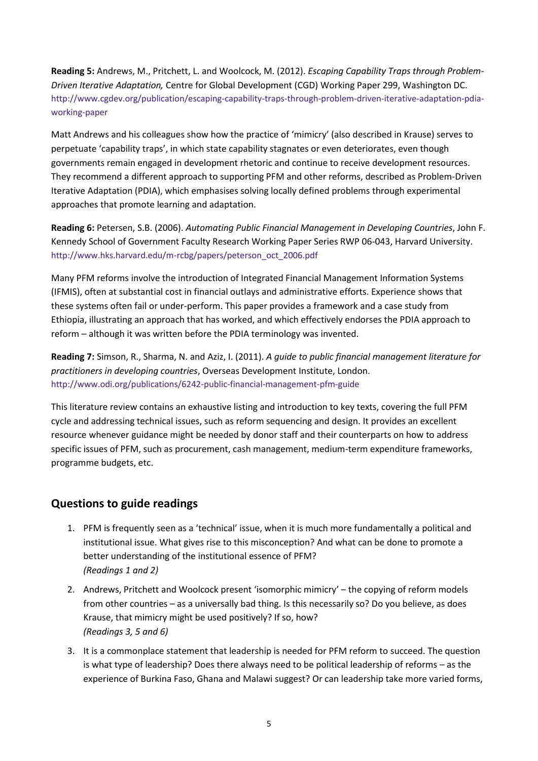**Reading 5:** Andrews, M., Pritchett, L. and Woolcock, M. (2012). *Escaping Capability Traps through Problem-Driven Iterative Adaptation,* Centre for Global Development (CGD) Working Paper 299, Washington DC. http://www.cgdev.org/publication/escaping-capability-traps-through-problem-driven-iterative-adaptation-pdia-working-paper

Matt Andrews and his colleagues show how the practice of 'mimicry' (also described in Krause) serves to perpetuate 'capability traps', in which state capability stagnates or even deteriorates, even though governments remain engaged in development rhetoric and continue to receive development resources. They recommend a different approach to supporting PFM and other reforms, described as Problem-Driven Iterative Adaptation (PDIA), which emphasises solving locally defined problems through experimental approaches that promote learning and adaptation.

**Reading 6:** Petersen, S.B. (2006). *Automating Public Financial Management in Developing Countries*, John F. Kennedy School of Government Faculty Research Working Paper Series RWP 06-043, Harvard University. http://www.hks.harvard.edu/m-rcbg/papers/peterson_oct_2006.pdf

Many PFM reforms involve the introduction of Integrated Financial Management Information Systems (IFMIS), often at substantial cost in financial outlays and administrative efforts. Experience shows that these systems often fail or under-perform. This paper provides a framework and a case study from Ethiopia, illustrating an approach that has worked, and which effectively endorses the PDIA approach to reform – although it was written before the PDIA terminology was invented.

**Reading 7:** Simson, R., Sharma, N. and Aziz, I. (2011). *A guide to public financial management literature for practitioners in developing countries*, Overseas Development Institute, London. http://www.odi.org/publications/6242-public-financial-management-pfm-guide

This literature review contains an exhaustive listing and introduction to key texts, covering the full PFM cycle and addressing technical issues, such as reform sequencing and design. It provides an excellent resource whenever guidance might be needed by donor staff and their counterparts on how to address specific issues of PFM, such as procurement, cash management, medium-term expenditure frameworks, programme budgets, etc.

## Questions to guide readings

1. PFM is frequently seen as a 'technical' issue, when it is much more fundamentally a political and institutional issue. What gives rise to this misconception? And what can be done to promote a better understanding of the institutional essence of PFM?
   *(Readings 1 and 2)*
2. Andrews, Pritchett and Woolcock present 'isomorphic mimicry' – the copying of reform models from other countries – as a universally bad thing. Is this necessarily so? Do you believe, as does Krause, that mimicry might be used positively? If so, how?
   *(Readings 3, 5 and 6)*
3. It is a commonplace statement that leadership is needed for PFM reform to succeed. The question is what type of leadership? Does there always need to be political leadership of reforms – as the experience of Burkina Faso, Ghana and Malawi suggest? Or can leadership take more varied forms,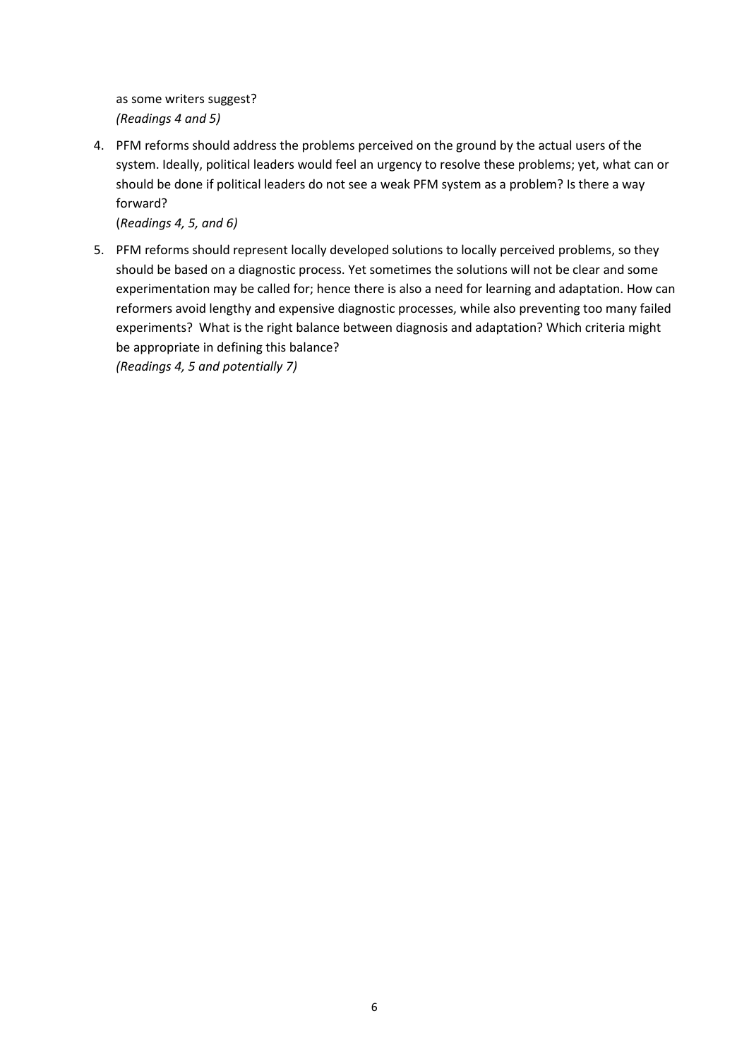as some writers suggest?
*(Readings 4 and 5)*

4. PFM reforms should address the problems perceived on the ground by the actual users of the system. Ideally, political leaders would feel an urgency to resolve these problems; yet, what can or should be done if political leaders do not see a weak PFM system as a problem? Is there a way forward?
   (*Readings 4, 5, and 6)*

5. PFM reforms should represent locally developed solutions to locally perceived problems, so they should be based on a diagnostic process. Yet sometimes the solutions will not be clear and some experimentation may be called for; hence there is also a need for learning and adaptation. How can reformers avoid lengthy and expensive diagnostic processes, while also preventing too many failed experiments? What is the right balance between diagnosis and adaptation? Which criteria might be appropriate in defining this balance?
   *(Readings 4, 5 and potentially 7)*